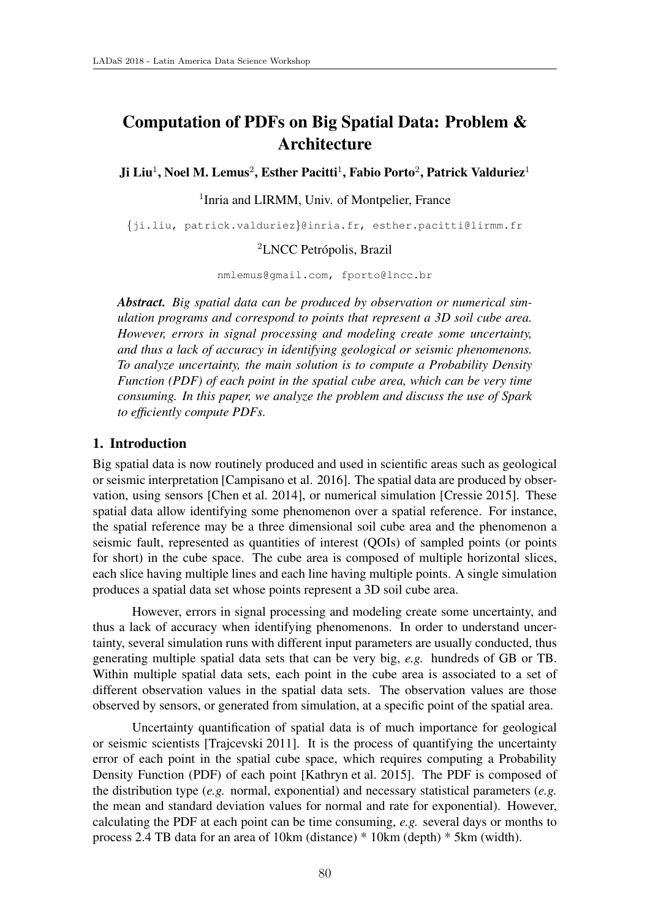# Computation of PDFs on Big Spatial Data: Problem & Architecture

**Ji Liu[1], Noel M. Lemus[2], Esther Pacitti[1], Fabio Porto[2], Patrick Valduriez[1]**

[1]Inria and LIRMM, Univ. of Montpelier, France

{ji.liu, patrick.valduriez}@inria.fr, esther.pacitti@lirmm.fr

[2]LNCC Petrópolis, Brazil

nmlemus@gmail.com, fporto@lncc.br

***Abstract.*** *Big spatial data can be produced by observation or numerical simulation programs and correspond to points that represent a 3D soil cube area. However, errors in signal processing and modeling create some uncertainty, and thus a lack of accuracy in identifying geological or seismic phenomenons. To analyze uncertainty, the main solution is to compute a Probability Density Function (PDF) of each point in the spatial cube area, which can be very time consuming. In this paper, we analyze the problem and discuss the use of Spark to efficiently compute PDFs.*

## 1. Introduction

Big spatial data is now routinely produced and used in scientific areas such as geological or seismic interpretation [Campisano et al. 2016]. The spatial data are produced by observation, using sensors [Chen et al. 2014], or numerical simulation [Cressie 2015]. These spatial data allow identifying some phenomenon over a spatial reference. For instance, the spatial reference may be a three dimensional soil cube area and the phenomenon a seismic fault, represented as quantities of interest (QOIs) of sampled points (or points for short) in the cube space. The cube area is composed of multiple horizontal slices, each slice having multiple lines and each line having multiple points. A single simulation produces a spatial data set whose points represent a 3D soil cube area.

However, errors in signal processing and modeling create some uncertainty, and thus a lack of accuracy when identifying phenomenons. In order to understand uncertainty, several simulation runs with different input parameters are usually conducted, thus generating multiple spatial data sets that can be very big, *e.g.* hundreds of GB or TB. Within multiple spatial data sets, each point in the cube area is associated to a set of different observation values in the spatial data sets. The observation values are those observed by sensors, or generated from simulation, at a specific point of the spatial area.

Uncertainty quantification of spatial data is of much importance for geological or seismic scientists [Trajcevski 2011]. It is the process of quantifying the uncertainty error of each point in the spatial cube space, which requires computing a Probability Density Function (PDF) of each point [Kathryn et al. 2015]. The PDF is composed of the distribution type (*e.g.* normal, exponential) and necessary statistical parameters (*e.g.* the mean and standard deviation values for normal and rate for exponential). However, calculating the PDF at each point can be time consuming, *e.g.* several days or months to process 2.4 TB data for an area of 10km (distance) * 10km (depth) * 5km (width).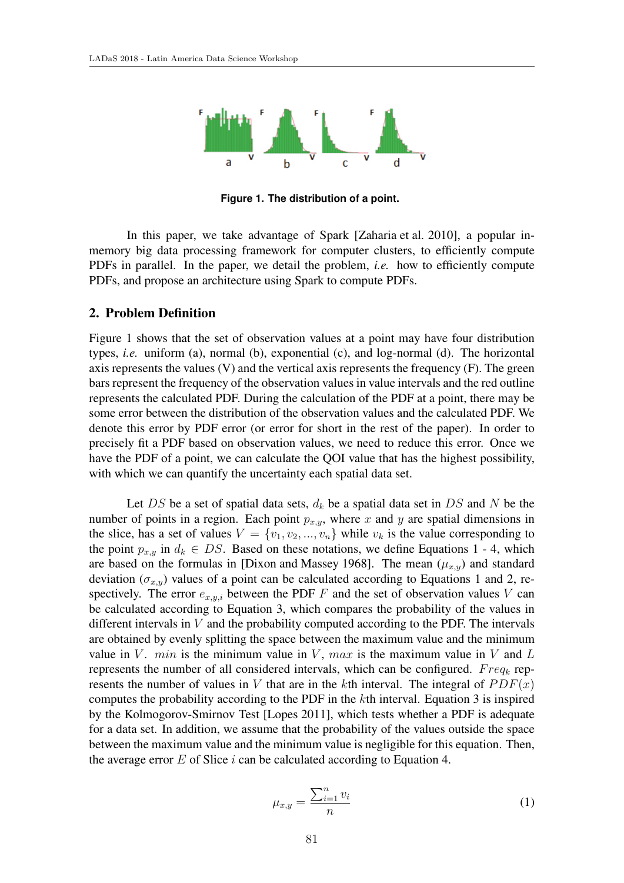Figure 1. The distribution of a point.

In this paper, we take advantage of Spark [Zaharia et al. 2010], a popular in-memory big data processing framework for computer clusters, to efficiently compute PDFs in parallel. In the paper, we detail the problem, *i.e.* how to efficiently compute PDFs, and propose an architecture using Spark to compute PDFs.

## 2. Problem Definition

Figure 1 shows that the set of observation values at a point may have four distribution types, *i.e.* uniform (a), normal (b), exponential (c), and log-normal (d). The horizontal axis represents the values (V) and the vertical axis represents the frequency (F). The green bars represent the frequency of the observation values in value intervals and the red outline represents the calculated PDF. During the calculation of the PDF at a point, there may be some error between the distribution of the observation values and the calculated PDF. We denote this error by PDF error (or error for short in the rest of the paper). In order to precisely fit a PDF based on observation values, we need to reduce this error. Once we have the PDF of a point, we can calculate the QOI value that has the highest possibility, with which we can quantify the uncertainty each spatial data set.

Let $DS$ be a set of spatial data sets, $d_k$ be a spatial data set in $DS$ and $N$ be the number of points in a region. Each point $p_{x,y}$, where $x$ and $y$ are spatial dimensions in the slice, has a set of values $V = \{v_1, v_2, ..., v_n\}$ while $v_k$ is the value corresponding to the point $p_{x,y}$ in $d_k \in DS$. Based on these notations, we define Equations 1 - 4, which are based on the formulas in [Dixon and Massey 1968]. The mean ($\mu_{x,y}$) and standard deviation ($\sigma_{x,y}$) values of a point can be calculated according to Equations 1 and 2, respectively. The error $e_{x,y,i}$ between the PDF $F$ and the set of observation values $V$ can be calculated according to Equation 3, which compares the probability of the values in different intervals in $V$ and the probability computed according to the PDF. The intervals are obtained by evenly splitting the space between the maximum value and the minimum value in $V$. $min$ is the minimum value in $V$, $max$ is the maximum value in $V$ and $L$ represents the number of all considered intervals, which can be configured. $Freq_k$ represents the number of values in $V$ that are in the $k$th interval. The integral of $PDF(x)$ computes the probability according to the PDF in the $k$th interval. Equation 3 is inspired by the Kolmogorov-Smirnov Test [Lopes 2011], which tests whether a PDF is adequate for a data set. In addition, we assume that the probability of the values outside the space between the maximum value and the minimum value is negligible for this equation. Then, the average error $E$ of Slice $i$ can be calculated according to Equation 4.

$$\mu_{x,y} = \frac{\sum_{i=1}^{n} v_i}{n} \tag{1}$$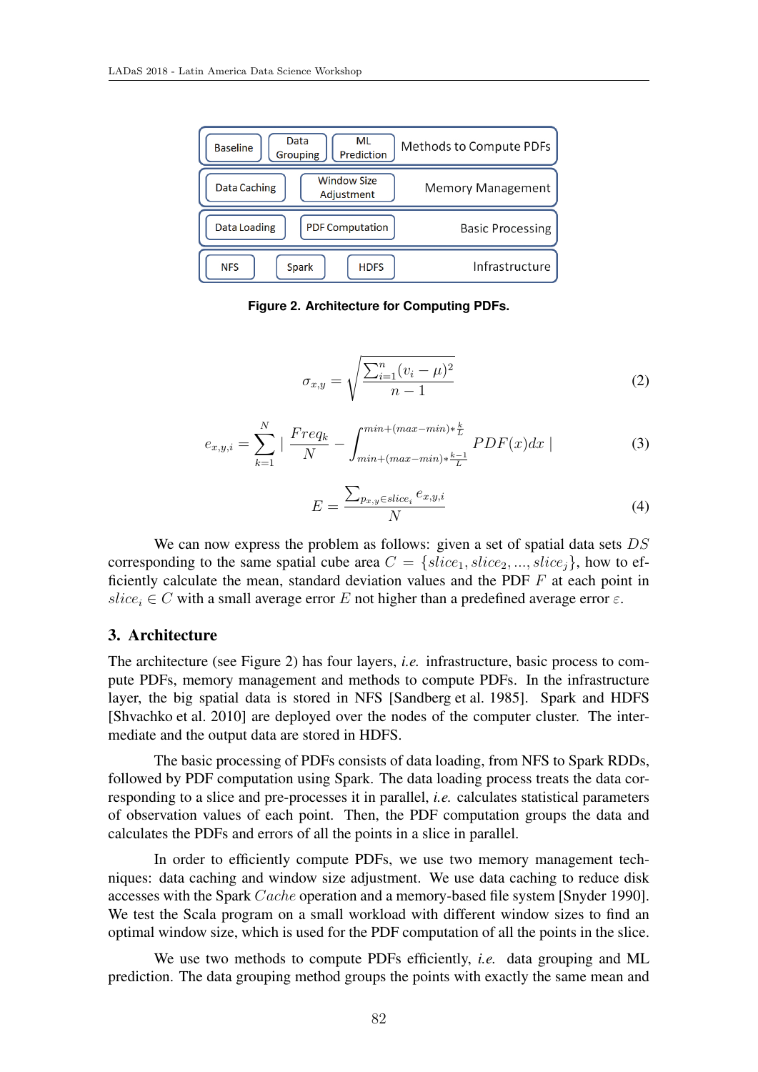| | | | |
|---|---|---|---|
| Baseline | Data Grouping | ML Prediction | Methods to Compute PDFs |
| Data Caching | Window Size Adjustment | | Memory Management |
| Data Loading | PDF Computation | | Basic Processing |
| NFS | Spark | HDFS | Infrastructure |

**Figure 2. Architecture for Computing PDFs.**

$$\sigma_{x,y} = \sqrt{\frac{\sum_{i=1}^{n}(v_i - \mu)^2}{n-1}} \tag{2}$$

$$e_{x,y,i} = \sum_{k=1}^{N} \mid \frac{Freq_k}{N} - \int_{min+(max-min)*\frac{k-1}{L}}^{min+(max-min)*\frac{k}{L}} PDF(x)dx \mid \tag{3}$$

$$E = \frac{\sum_{p_{x,y} \in slice_i} e_{x,y,i}}{N} \tag{4}$$

We can now express the problem as follows: given a set of spatial data sets $DS$ corresponding to the same spatial cube area $C = \{slice_1, slice_2, ..., slice_j\}$, how to efficiently calculate the mean, standard deviation values and the PDF $F$ at each point in $slice_i \in C$ with a small average error $E$ not higher than a predefined average error $\varepsilon$.

## 3. Architecture

The architecture (see Figure 2) has four layers, *i.e.* infrastructure, basic process to compute PDFs, memory management and methods to compute PDFs. In the infrastructure layer, the big spatial data is stored in NFS [Sandberg et al. 1985]. Spark and HDFS [Shvachko et al. 2010] are deployed over the nodes of the computer cluster. The intermediate and the output data are stored in HDFS.

The basic processing of PDFs consists of data loading, from NFS to Spark RDDs, followed by PDF computation using Spark. The data loading process treats the data corresponding to a slice and pre-processes it in parallel, *i.e.* calculates statistical parameters of observation values of each point. Then, the PDF computation groups the data and calculates the PDFs and errors of all the points in a slice in parallel.

In order to efficiently compute PDFs, we use two memory management techniques: data caching and window size adjustment. We use data caching to reduce disk accesses with the Spark $Cache$ operation and a memory-based file system [Snyder 1990]. We test the Scala program on a small workload with different window sizes to find an optimal window size, which is used for the PDF computation of all the points in the slice.

We use two methods to compute PDFs efficiently, *i.e.* data grouping and ML prediction. The data grouping method groups the points with exactly the same mean and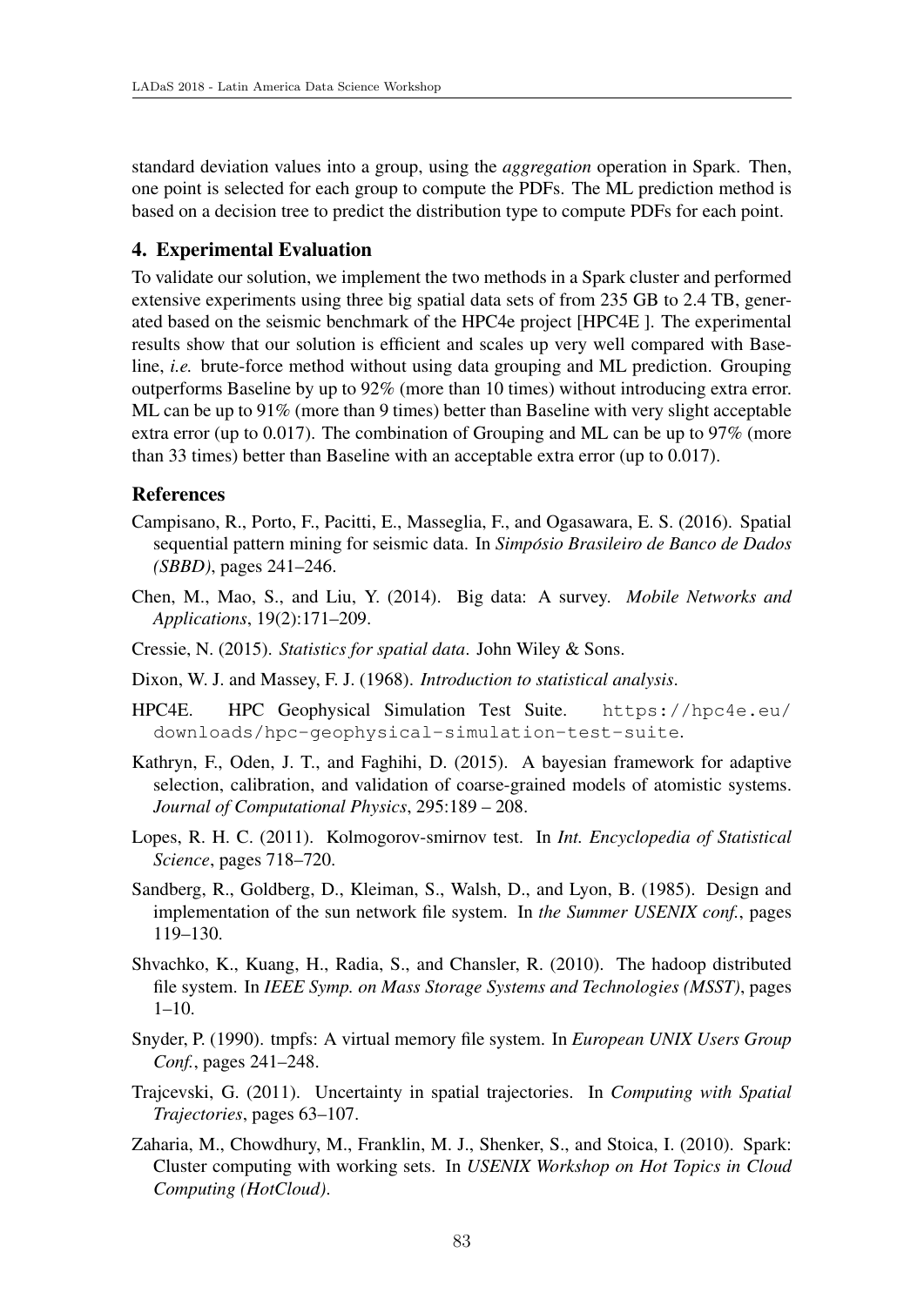standard deviation values into a group, using the *aggregation* operation in Spark. Then, one point is selected for each group to compute the PDFs. The ML prediction method is based on a decision tree to predict the distribution type to compute PDFs for each point.

## 4. Experimental Evaluation

To validate our solution, we implement the two methods in a Spark cluster and performed extensive experiments using three big spatial data sets of from 235 GB to 2.4 TB, generated based on the seismic benchmark of the HPC4e project [HPC4E ]. The experimental results show that our solution is efficient and scales up very well compared with Baseline, *i.e.* brute-force method without using data grouping and ML prediction. Grouping outperforms Baseline by up to 92% (more than 10 times) without introducing extra error. ML can be up to 91% (more than 9 times) better than Baseline with very slight acceptable extra error (up to 0.017). The combination of Grouping and ML can be up to 97% (more than 33 times) better than Baseline with an acceptable extra error (up to 0.017).

## References

Campisano, R., Porto, F., Pacitti, E., Masseglia, F., and Ogasawara, E. S. (2016). Spatial sequential pattern mining for seismic data. In *Simpósio Brasileiro de Banco de Dados (SBBD)*, pages 241–246.

Chen, M., Mao, S., and Liu, Y. (2014). Big data: A survey. *Mobile Networks and Applications*, 19(2):171–209.

Cressie, N. (2015). *Statistics for spatial data*. John Wiley & Sons.

Dixon, W. J. and Massey, F. J. (1968). *Introduction to statistical analysis*.

HPC4E. HPC Geophysical Simulation Test Suite. `https://hpc4e.eu/downloads/hpc-geophysical-simulation-test-suite`.

Kathryn, F., Oden, J. T., and Faghihi, D. (2015). A bayesian framework for adaptive selection, calibration, and validation of coarse-grained models of atomistic systems. *Journal of Computational Physics*, 295:189 – 208.

Lopes, R. H. C. (2011). Kolmogorov-smirnov test. In *Int. Encyclopedia of Statistical Science*, pages 718–720.

Sandberg, R., Goldberg, D., Kleiman, S., Walsh, D., and Lyon, B. (1985). Design and implementation of the sun network file system. In *the Summer USENIX conf.*, pages 119–130.

Shvachko, K., Kuang, H., Radia, S., and Chansler, R. (2010). The hadoop distributed file system. In *IEEE Symp. on Mass Storage Systems and Technologies (MSST)*, pages 1–10.

Snyder, P. (1990). tmpfs: A virtual memory file system. In *European UNIX Users Group Conf.*, pages 241–248.

Trajcevski, G. (2011). Uncertainty in spatial trajectories. In *Computing with Spatial Trajectories*, pages 63–107.

Zaharia, M., Chowdhury, M., Franklin, M. J., Shenker, S., and Stoica, I. (2010). Spark: Cluster computing with working sets. In *USENIX Workshop on Hot Topics in Cloud Computing (HotCloud)*.